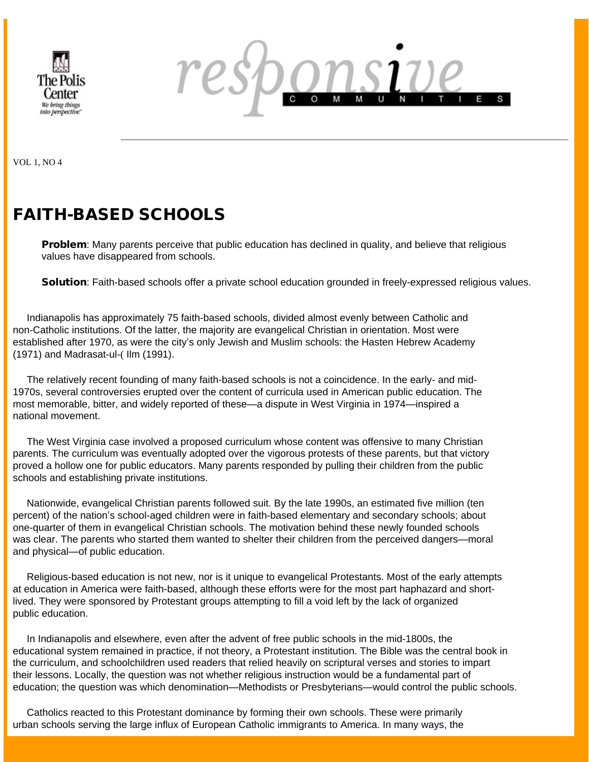The Polis Center
We bring things into perspective.

responsive COMMUNITIES

VOL 1, NO 4

# FAITH-BASED SCHOOLS

**Problem**: Many parents perceive that public education has declined in quality, and believe that religious values have disappeared from schools.

**Solution**: Faith-based schools offer a private school education grounded in freely-expressed religious values.

Indianapolis has approximately 75 faith-based schools, divided almost evenly between Catholic and non-Catholic institutions. Of the latter, the majority are evangelical Christian in orientation. Most were established after 1970, as were the city's only Jewish and Muslim schools: the Hasten Hebrew Academy (1971) and Madrasat-ul-( Ilm (1991).

The relatively recent founding of many faith-based schools is not a coincidence. In the early- and mid-1970s, several controversies erupted over the content of curricula used in American public education. The most memorable, bitter, and widely reported of these—a dispute in West Virginia in 1974—inspired a national movement.

The West Virginia case involved a proposed curriculum whose content was offensive to many Christian parents. The curriculum was eventually adopted over the vigorous protests of these parents, but that victory proved a hollow one for public educators. Many parents responded by pulling their children from the public schools and establishing private institutions.

Nationwide, evangelical Christian parents followed suit. By the late 1990s, an estimated five million (ten percent) of the nation's school-aged children were in faith-based elementary and secondary schools; about one-quarter of them in evangelical Christian schools. The motivation behind these newly founded schools was clear. The parents who started them wanted to shelter their children from the perceived dangers—moral and physical—of public education.

Religious-based education is not new, nor is it unique to evangelical Protestants. Most of the early attempts at education in America were faith-based, although these efforts were for the most part haphazard and short-lived. They were sponsored by Protestant groups attempting to fill a void left by the lack of organized public education.

In Indianapolis and elsewhere, even after the advent of free public schools in the mid-1800s, the educational system remained in practice, if not theory, a Protestant institution. The Bible was the central book in the curriculum, and schoolchildren used readers that relied heavily on scriptural verses and stories to impart their lessons. Locally, the question was not whether religious instruction would be a fundamental part of education; the question was which denomination—Methodists or Presbyterians—would control the public schools.

Catholics reacted to this Protestant dominance by forming their own schools. These were primarily urban schools serving the large influx of European Catholic immigrants to America. In many ways, the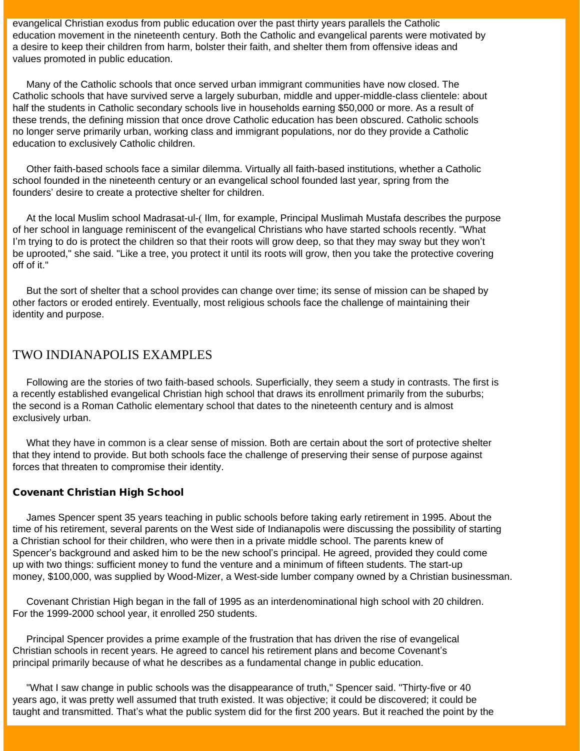evangelical Christian exodus from public education over the past thirty years parallels the Catholic education movement in the nineteenth century. Both the Catholic and evangelical parents were motivated by a desire to keep their children from harm, bolster their faith, and shelter them from offensive ideas and values promoted in public education.

Many of the Catholic schools that once served urban immigrant communities have now closed. The Catholic schools that have survived serve a largely suburban, middle and upper-middle-class clientele: about half the students in Catholic secondary schools live in households earning $50,000 or more. As a result of these trends, the defining mission that once drove Catholic education has been obscured. Catholic schools no longer serve primarily urban, working class and immigrant populations, nor do they provide a Catholic education to exclusively Catholic children.

Other faith-based schools face a similar dilemma. Virtually all faith-based institutions, whether a Catholic school founded in the nineteenth century or an evangelical school founded last year, spring from the founders' desire to create a protective shelter for children.

At the local Muslim school Madrasat-ul-( Ilm, for example, Principal Muslimah Mustafa describes the purpose of her school in language reminiscent of the evangelical Christians who have started schools recently. "What I'm trying to do is protect the children so that their roots will grow deep, so that they may sway but they won't be uprooted," she said. "Like a tree, you protect it until its roots will grow, then you take the protective covering off of it."

But the sort of shelter that a school provides can change over time; its sense of mission can be shaped by other factors or eroded entirely. Eventually, most religious schools face the challenge of maintaining their identity and purpose.

## TWO INDIANAPOLIS EXAMPLES

Following are the stories of two faith-based schools. Superficially, they seem a study in contrasts. The first is a recently established evangelical Christian high school that draws its enrollment primarily from the suburbs; the second is a Roman Catholic elementary school that dates to the nineteenth century and is almost exclusively urban.

What they have in common is a clear sense of mission. Both are certain about the sort of protective shelter that they intend to provide. But both schools face the challenge of preserving their sense of purpose against forces that threaten to compromise their identity.

### Covenant Christian High School

James Spencer spent 35 years teaching in public schools before taking early retirement in 1995. About the time of his retirement, several parents on the West side of Indianapolis were discussing the possibility of starting a Christian school for their children, who were then in a private middle school. The parents knew of Spencer's background and asked him to be the new school's principal. He agreed, provided they could come up with two things: sufficient money to fund the venture and a minimum of fifteen students. The start-up money, $100,000, was supplied by Wood-Mizer, a West-side lumber company owned by a Christian businessman.

Covenant Christian High began in the fall of 1995 as an interdenominational high school with 20 children. For the 1999-2000 school year, it enrolled 250 students.

Principal Spencer provides a prime example of the frustration that has driven the rise of evangelical Christian schools in recent years. He agreed to cancel his retirement plans and become Covenant's principal primarily because of what he describes as a fundamental change in public education.

"What I saw change in public schools was the disappearance of truth," Spencer said. "Thirty-five or 40 years ago, it was pretty well assumed that truth existed. It was objective; it could be discovered; it could be taught and transmitted. That's what the public system did for the first 200 years. But it reached the point by the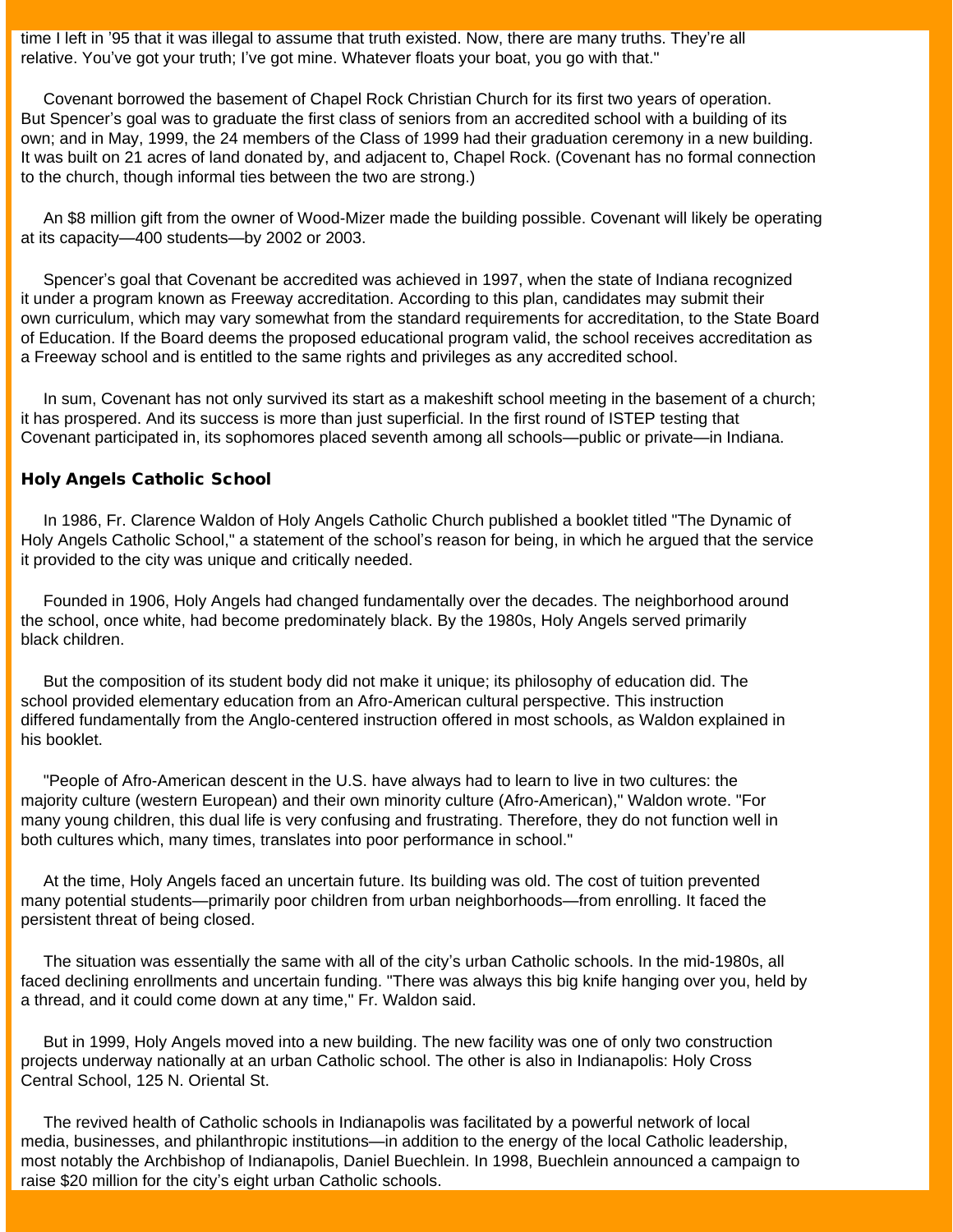time I left in '95 that it was illegal to assume that truth existed. Now, there are many truths. They're all relative. You've got your truth; I've got mine. Whatever floats your boat, you go with that."

Covenant borrowed the basement of Chapel Rock Christian Church for its first two years of operation. But Spencer's goal was to graduate the first class of seniors from an accredited school with a building of its own; and in May, 1999, the 24 members of the Class of 1999 had their graduation ceremony in a new building. It was built on 21 acres of land donated by, and adjacent to, Chapel Rock. (Covenant has no formal connection to the church, though informal ties between the two are strong.)

An $8 million gift from the owner of Wood-Mizer made the building possible. Covenant will likely be operating at its capacity—400 students—by 2002 or 2003.

Spencer's goal that Covenant be accredited was achieved in 1997, when the state of Indiana recognized it under a program known as Freeway accreditation. According to this plan, candidates may submit their own curriculum, which may vary somewhat from the standard requirements for accreditation, to the State Board of Education. If the Board deems the proposed educational program valid, the school receives accreditation as a Freeway school and is entitled to the same rights and privileges as any accredited school.

In sum, Covenant has not only survived its start as a makeshift school meeting in the basement of a church; it has prospered. And its success is more than just superficial. In the first round of ISTEP testing that Covenant participated in, its sophomores placed seventh among all schools—public or private—in Indiana.

### Holy Angels Catholic School

In 1986, Fr. Clarence Waldon of Holy Angels Catholic Church published a booklet titled "The Dynamic of Holy Angels Catholic School," a statement of the school's reason for being, in which he argued that the service it provided to the city was unique and critically needed.

Founded in 1906, Holy Angels had changed fundamentally over the decades. The neighborhood around the school, once white, had become predominately black. By the 1980s, Holy Angels served primarily black children.

But the composition of its student body did not make it unique; its philosophy of education did. The school provided elementary education from an Afro-American cultural perspective. This instruction differed fundamentally from the Anglo-centered instruction offered in most schools, as Waldon explained in his booklet.

"People of Afro-American descent in the U.S. have always had to learn to live in two cultures: the majority culture (western European) and their own minority culture (Afro-American)," Waldon wrote. "For many young children, this dual life is very confusing and frustrating. Therefore, they do not function well in both cultures which, many times, translates into poor performance in school."

At the time, Holy Angels faced an uncertain future. Its building was old. The cost of tuition prevented many potential students—primarily poor children from urban neighborhoods—from enrolling. It faced the persistent threat of being closed.

The situation was essentially the same with all of the city's urban Catholic schools. In the mid-1980s, all faced declining enrollments and uncertain funding. "There was always this big knife hanging over you, held by a thread, and it could come down at any time," Fr. Waldon said.

But in 1999, Holy Angels moved into a new building. The new facility was one of only two construction projects underway nationally at an urban Catholic school. The other is also in Indianapolis: Holy Cross Central School, 125 N. Oriental St.

The revived health of Catholic schools in Indianapolis was facilitated by a powerful network of local media, businesses, and philanthropic institutions—in addition to the energy of the local Catholic leadership, most notably the Archbishop of Indianapolis, Daniel Buechlein. In 1998, Buechlein announced a campaign to raise $20 million for the city's eight urban Catholic schools.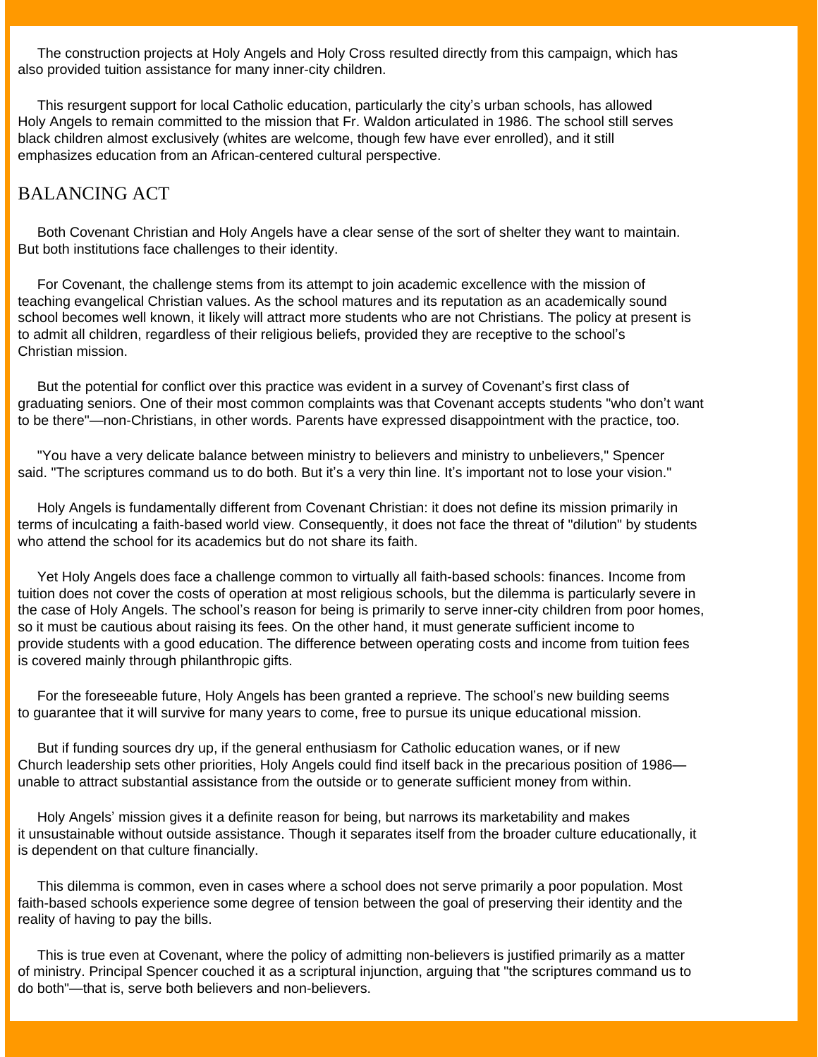The construction projects at Holy Angels and Holy Cross resulted directly from this campaign, which has also provided tuition assistance for many inner-city children.

This resurgent support for local Catholic education, particularly the city's urban schools, has allowed Holy Angels to remain committed to the mission that Fr. Waldon articulated in 1986. The school still serves black children almost exclusively (whites are welcome, though few have ever enrolled), and it still emphasizes education from an African-centered cultural perspective.

## BALANCING ACT

Both Covenant Christian and Holy Angels have a clear sense of the sort of shelter they want to maintain. But both institutions face challenges to their identity.

For Covenant, the challenge stems from its attempt to join academic excellence with the mission of teaching evangelical Christian values. As the school matures and its reputation as an academically sound school becomes well known, it likely will attract more students who are not Christians. The policy at present is to admit all children, regardless of their religious beliefs, provided they are receptive to the school's Christian mission.

But the potential for conflict over this practice was evident in a survey of Covenant's first class of graduating seniors. One of their most common complaints was that Covenant accepts students "who don't want to be there"—non-Christians, in other words. Parents have expressed disappointment with the practice, too.

"You have a very delicate balance between ministry to believers and ministry to unbelievers," Spencer said. "The scriptures command us to do both. But it's a very thin line. It's important not to lose your vision."

Holy Angels is fundamentally different from Covenant Christian: it does not define its mission primarily in terms of inculcating a faith-based world view. Consequently, it does not face the threat of "dilution" by students who attend the school for its academics but do not share its faith.

Yet Holy Angels does face a challenge common to virtually all faith-based schools: finances. Income from tuition does not cover the costs of operation at most religious schools, but the dilemma is particularly severe in the case of Holy Angels. The school's reason for being is primarily to serve inner-city children from poor homes, so it must be cautious about raising its fees. On the other hand, it must generate sufficient income to provide students with a good education. The difference between operating costs and income from tuition fees is covered mainly through philanthropic gifts.

For the foreseeable future, Holy Angels has been granted a reprieve. The school's new building seems to guarantee that it will survive for many years to come, free to pursue its unique educational mission.

But if funding sources dry up, if the general enthusiasm for Catholic education wanes, or if new Church leadership sets other priorities, Holy Angels could find itself back in the precarious position of 1986—unable to attract substantial assistance from the outside or to generate sufficient money from within.

Holy Angels' mission gives it a definite reason for being, but narrows its marketability and makes it unsustainable without outside assistance. Though it separates itself from the broader culture educationally, it is dependent on that culture financially.

This dilemma is common, even in cases where a school does not serve primarily a poor population. Most faith-based schools experience some degree of tension between the goal of preserving their identity and the reality of having to pay the bills.

This is true even at Covenant, where the policy of admitting non-believers is justified primarily as a matter of ministry. Principal Spencer couched it as a scriptural injunction, arguing that "the scriptures command us to do both"—that is, serve both believers and non-believers.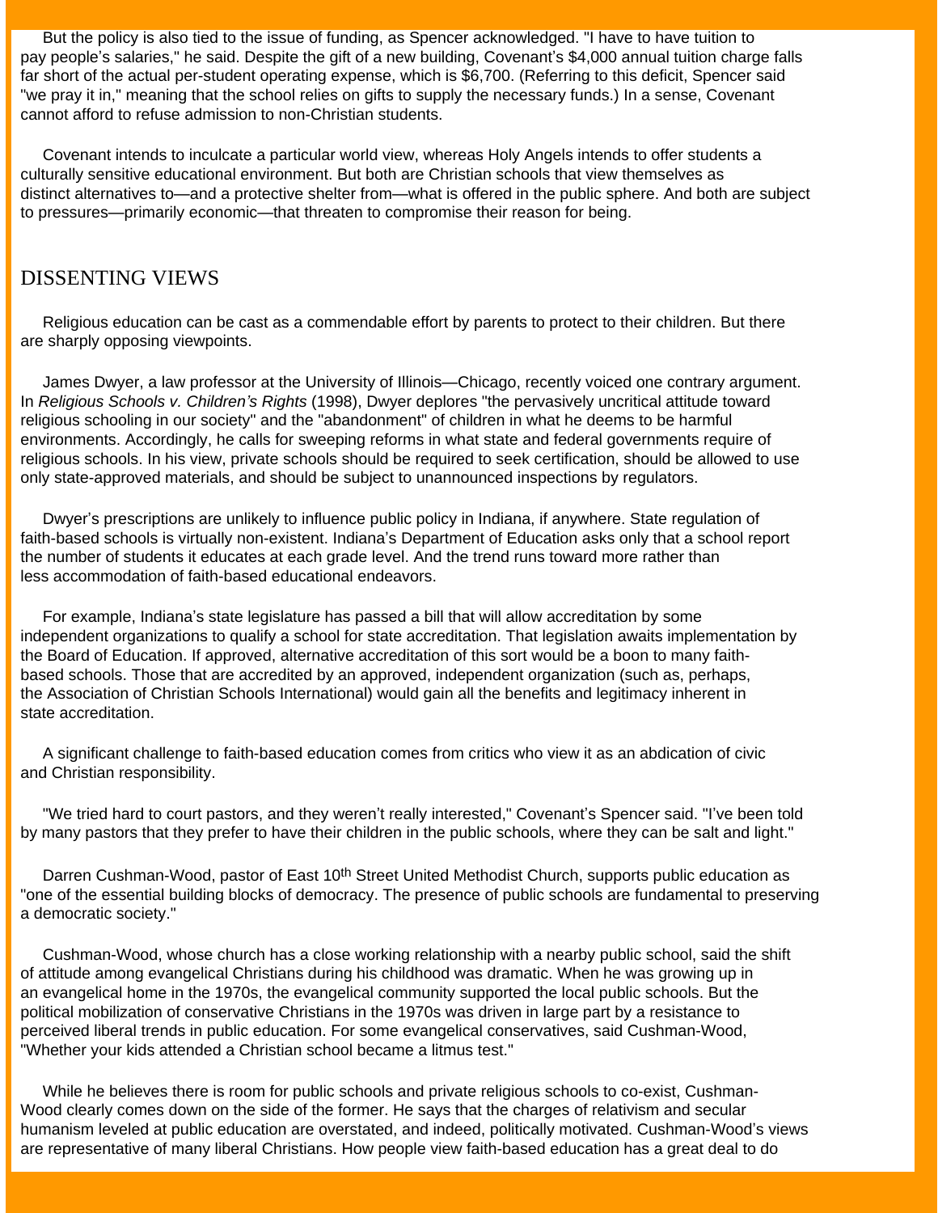But the policy is also tied to the issue of funding, as Spencer acknowledged. "I have to have tuition to pay people's salaries," he said. Despite the gift of a new building, Covenant's $4,000 annual tuition charge falls far short of the actual per-student operating expense, which is $6,700. (Referring to this deficit, Spencer said "we pray it in," meaning that the school relies on gifts to supply the necessary funds.) In a sense, Covenant cannot afford to refuse admission to non-Christian students.

Covenant intends to inculcate a particular world view, whereas Holy Angels intends to offer students a culturally sensitive educational environment. But both are Christian schools that view themselves as distinct alternatives to—and a protective shelter from—what is offered in the public sphere. And both are subject to pressures—primarily economic—that threaten to compromise their reason for being.

## DISSENTING VIEWS

Religious education can be cast as a commendable effort by parents to protect to their children. But there are sharply opposing viewpoints.

James Dwyer, a law professor at the University of Illinois—Chicago, recently voiced one contrary argument. In *Religious Schools v. Children's Rights* (1998), Dwyer deplores "the pervasively uncritical attitude toward religious schooling in our society" and the "abandonment" of children in what he deems to be harmful environments. Accordingly, he calls for sweeping reforms in what state and federal governments require of religious schools. In his view, private schools should be required to seek certification, should be allowed to use only state-approved materials, and should be subject to unannounced inspections by regulators.

Dwyer's prescriptions are unlikely to influence public policy in Indiana, if anywhere. State regulation of faith-based schools is virtually non-existent. Indiana's Department of Education asks only that a school report the number of students it educates at each grade level. And the trend runs toward more rather than less accommodation of faith-based educational endeavors.

For example, Indiana's state legislature has passed a bill that will allow accreditation by some independent organizations to qualify a school for state accreditation. That legislation awaits implementation by the Board of Education. If approved, alternative accreditation of this sort would be a boon to many faith-based schools. Those that are accredited by an approved, independent organization (such as, perhaps, the Association of Christian Schools International) would gain all the benefits and legitimacy inherent in state accreditation.

A significant challenge to faith-based education comes from critics who view it as an abdication of civic and Christian responsibility.

"We tried hard to court pastors, and they weren't really interested," Covenant's Spencer said. "I've been told by many pastors that they prefer to have their children in the public schools, where they can be salt and light."

Darren Cushman-Wood, pastor of East 10th Street United Methodist Church, supports public education as "one of the essential building blocks of democracy. The presence of public schools are fundamental to preserving a democratic society."

Cushman-Wood, whose church has a close working relationship with a nearby public school, said the shift of attitude among evangelical Christians during his childhood was dramatic. When he was growing up in an evangelical home in the 1970s, the evangelical community supported the local public schools. But the political mobilization of conservative Christians in the 1970s was driven in large part by a resistance to perceived liberal trends in public education. For some evangelical conservatives, said Cushman-Wood, "Whether your kids attended a Christian school became a litmus test."

While he believes there is room for public schools and private religious schools to co-exist, Cushman-Wood clearly comes down on the side of the former. He says that the charges of relativism and secular humanism leveled at public education are overstated, and indeed, politically motivated. Cushman-Wood's views are representative of many liberal Christians. How people view faith-based education has a great deal to do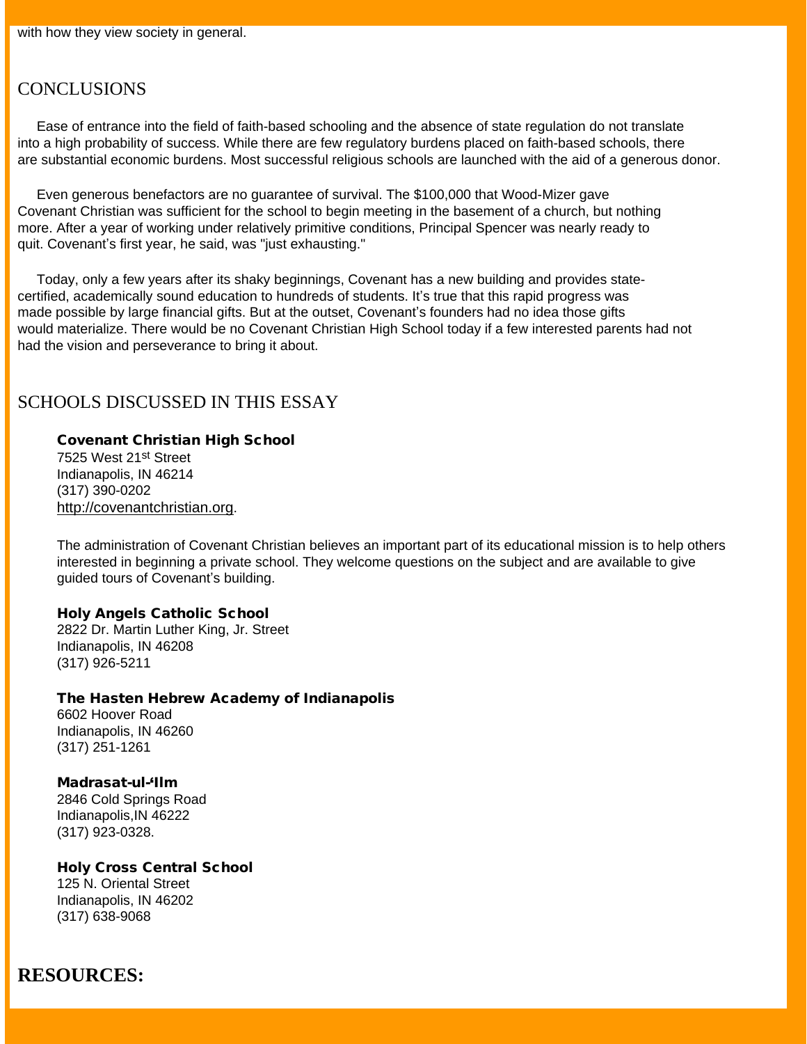with how they view society in general.

## CONCLUSIONS

Ease of entrance into the field of faith-based schooling and the absence of state regulation do not translate into a high probability of success. While there are few regulatory burdens placed on faith-based schools, there are substantial economic burdens. Most successful religious schools are launched with the aid of a generous donor.

Even generous benefactors are no guarantee of survival. The $100,000 that Wood-Mizer gave Covenant Christian was sufficient for the school to begin meeting in the basement of a church, but nothing more. After a year of working under relatively primitive conditions, Principal Spencer was nearly ready to quit. Covenant's first year, he said, was "just exhausting."

Today, only a few years after its shaky beginnings, Covenant has a new building and provides state-certified, academically sound education to hundreds of students. It's true that this rapid progress was made possible by large financial gifts. But at the outset, Covenant's founders had no idea those gifts would materialize. There would be no Covenant Christian High School today if a few interested parents had not had the vision and perseverance to bring it about.

## SCHOOLS DISCUSSED IN THIS ESSAY

**Covenant Christian High School**
7525 West 21st Street
Indianapolis, IN 46214
(317) 390-0202
http://covenantchristian.org.

The administration of Covenant Christian believes an important part of its educational mission is to help others interested in beginning a private school. They welcome questions on the subject and are available to give guided tours of Covenant's building.

**Holy Angels Catholic School**
2822 Dr. Martin Luther King, Jr. Street
Indianapolis, IN 46208
(317) 926-5211

**The Hasten Hebrew Academy of Indianapolis**
6602 Hoover Road
Indianapolis, IN 46260
(317) 251-1261

**Madrasat-ul-'Ilm**
2846 Cold Springs Road
Indianapolis,IN 46222
(317) 923-0328.

**Holy Cross Central School**
125 N. Oriental Street
Indianapolis, IN 46202
(317) 638-9068

## RESOURCES: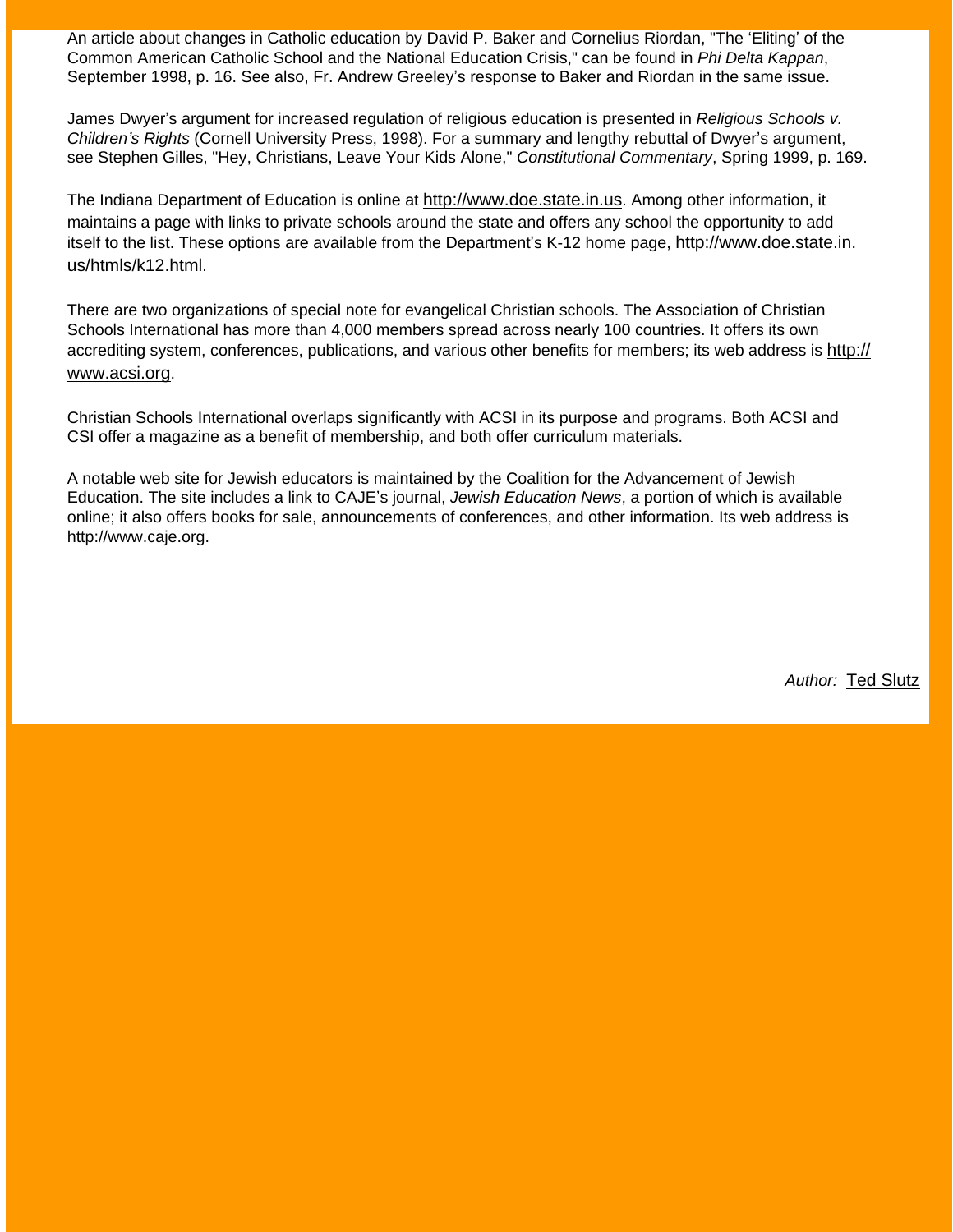An article about changes in Catholic education by David P. Baker and Cornelius Riordan, "The 'Eliting' of the Common American Catholic School and the National Education Crisis," can be found in *Phi Delta Kappan*, September 1998, p. 16. See also, Fr. Andrew Greeley's response to Baker and Riordan in the same issue.

James Dwyer's argument for increased regulation of religious education is presented in *Religious Schools v. Children's Rights* (Cornell University Press, 1998). For a summary and lengthy rebuttal of Dwyer's argument, see Stephen Gilles, "Hey, Christians, Leave Your Kids Alone," *Constitutional Commentary*, Spring 1999, p. 169.

The Indiana Department of Education is online at http://www.doe.state.in.us. Among other information, it maintains a page with links to private schools around the state and offers any school the opportunity to add itself to the list. These options are available from the Department's K-12 home page, http://www.doe.state.in.us/htmls/k12.html.

There are two organizations of special note for evangelical Christian schools. The Association of Christian Schools International has more than 4,000 members spread across nearly 100 countries. It offers its own accrediting system, conferences, publications, and various other benefits for members; its web address is http://www.acsi.org.

Christian Schools International overlaps significantly with ACSI in its purpose and programs. Both ACSI and CSI offer a magazine as a benefit of membership, and both offer curriculum materials.

A notable web site for Jewish educators is maintained by the Coalition for the Advancement of Jewish Education. The site includes a link to CAJE's journal, *Jewish Education News*, a portion of which is available online; it also offers books for sale, announcements of conferences, and other information. Its web address is http://www.caje.org.

*Author:* Ted Slutz